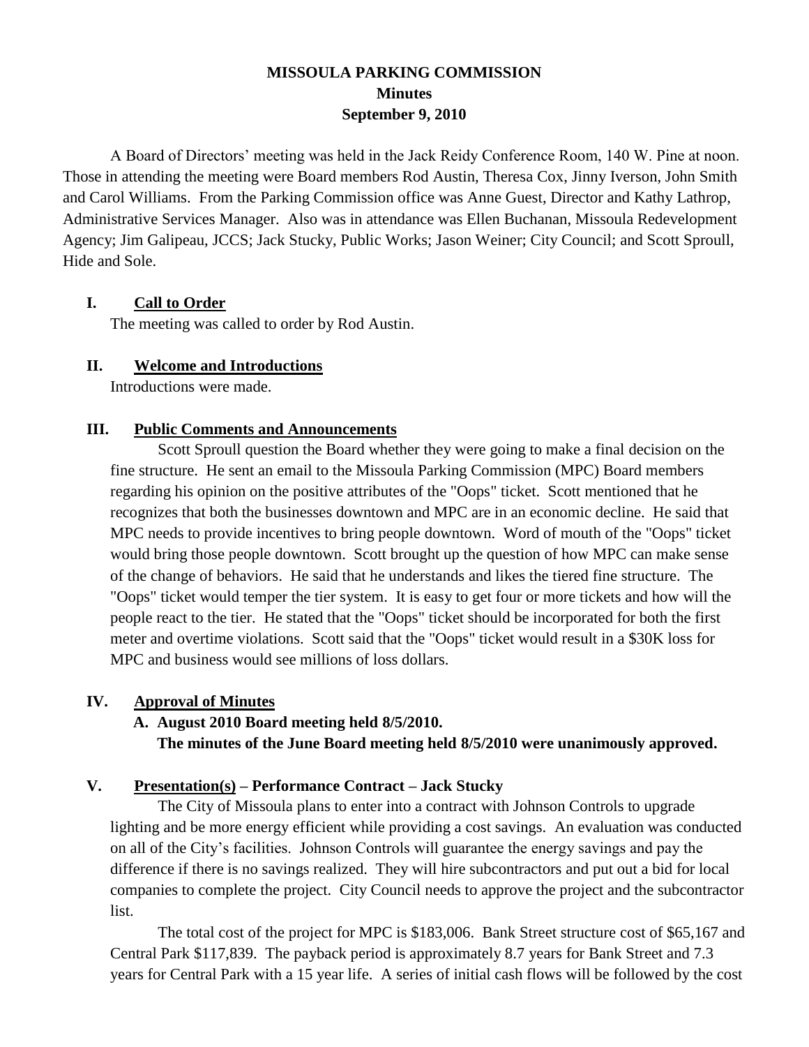# MISSOULA PARKING COMMISSION
## Minutes
### September 9, 2010

A Board of Directors' meeting was held in the Jack Reidy Conference Room, 140 W. Pine at noon. Those in attending the meeting were Board members Rod Austin, Theresa Cox, Jinny Iverson, John Smith and Carol Williams. From the Parking Commission office was Anne Guest, Director and Kathy Lathrop, Administrative Services Manager. Also was in attendance was Ellen Buchanan, Missoula Redevelopment Agency; Jim Galipeau, JCCS; Jack Stucky, Public Works; Jason Weiner; City Council; and Scott Sproull, Hide and Sole.

## I. Call to Order

The meeting was called to order by Rod Austin.

## II. Welcome and Introductions

Introductions were made.

## III. Public Comments and Announcements

Scott Sproull question the Board whether they were going to make a final decision on the fine structure. He sent an email to the Missoula Parking Commission (MPC) Board members regarding his opinion on the positive attributes of the "Oops" ticket. Scott mentioned that he recognizes that both the businesses downtown and MPC are in an economic decline. He said that MPC needs to provide incentives to bring people downtown. Word of mouth of the "Oops" ticket would bring those people downtown. Scott brought up the question of how MPC can make sense of the change of behaviors. He said that he understands and likes the tiered fine structure. The "Oops" ticket would temper the tier system. It is easy to get four or more tickets and how will the people react to the tier. He stated that the "Oops" ticket should be incorporated for both the first meter and overtime violations. Scott said that the "Oops" ticket would result in a $30K loss for MPC and business would see millions of loss dollars.

## IV. Approval of Minutes

**A. August 2010 Board meeting held 8/5/2010.**
**The minutes of the June Board meeting held 8/5/2010 were unanimously approved.**

## V. Presentation(s) – Performance Contract – Jack Stucky

The City of Missoula plans to enter into a contract with Johnson Controls to upgrade lighting and be more energy efficient while providing a cost savings. An evaluation was conducted on all of the City's facilities. Johnson Controls will guarantee the energy savings and pay the difference if there is no savings realized. They will hire subcontractors and put out a bid for local companies to complete the project. City Council needs to approve the project and the subcontractor list.

The total cost of the project for MPC is $183,006. Bank Street structure cost of $65,167 and Central Park $117,839. The payback period is approximately 8.7 years for Bank Street and 7.3 years for Central Park with a 15 year life. A series of initial cash flows will be followed by the cost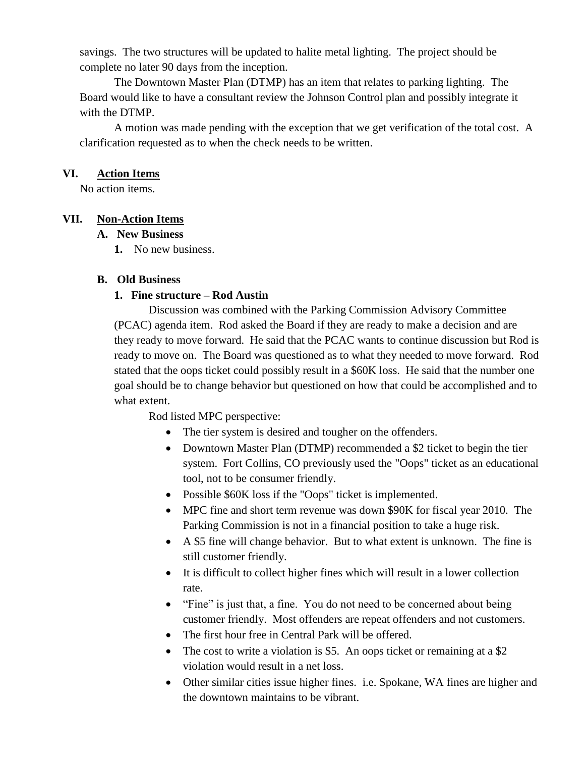savings. The two structures will be updated to halite metal lighting. The project should be complete no later 90 days from the inception.

The Downtown Master Plan (DTMP) has an item that relates to parking lighting. The Board would like to have a consultant review the Johnson Control plan and possibly integrate it with the DTMP.

A motion was made pending with the exception that we get verification of the total cost. A clarification requested as to when the check needs to be written.

## VI. Action Items

No action items.

## VII. Non-Action Items

### A. New Business

1. No new business.

### B. Old Business

#### 1. Fine structure – Rod Austin

Discussion was combined with the Parking Commission Advisory Committee (PCAC) agenda item. Rod asked the Board if they are ready to make a decision and are they ready to move forward. He said that the PCAC wants to continue discussion but Rod is ready to move on. The Board was questioned as to what they needed to move forward. Rod stated that the oops ticket could possibly result in a $60K loss. He said that the number one goal should be to change behavior but questioned on how that could be accomplished and to what extent.

Rod listed MPC perspective:

- The tier system is desired and tougher on the offenders.
- Downtown Master Plan (DTMP) recommended a $2 ticket to begin the tier system. Fort Collins, CO previously used the "Oops" ticket as an educational tool, not to be consumer friendly.
- Possible $60K loss if the "Oops" ticket is implemented.
- MPC fine and short term revenue was down $90K for fiscal year 2010. The Parking Commission is not in a financial position to take a huge risk.
- A $5 fine will change behavior. But to what extent is unknown. The fine is still customer friendly.
- It is difficult to collect higher fines which will result in a lower collection rate.
- "Fine" is just that, a fine. You do not need to be concerned about being customer friendly. Most offenders are repeat offenders and not customers.
- The first hour free in Central Park will be offered.
- The cost to write a violation is $5. An oops ticket or remaining at a $2 violation would result in a net loss.
- Other similar cities issue higher fines. i.e. Spokane, WA fines are higher and the downtown maintains to be vibrant.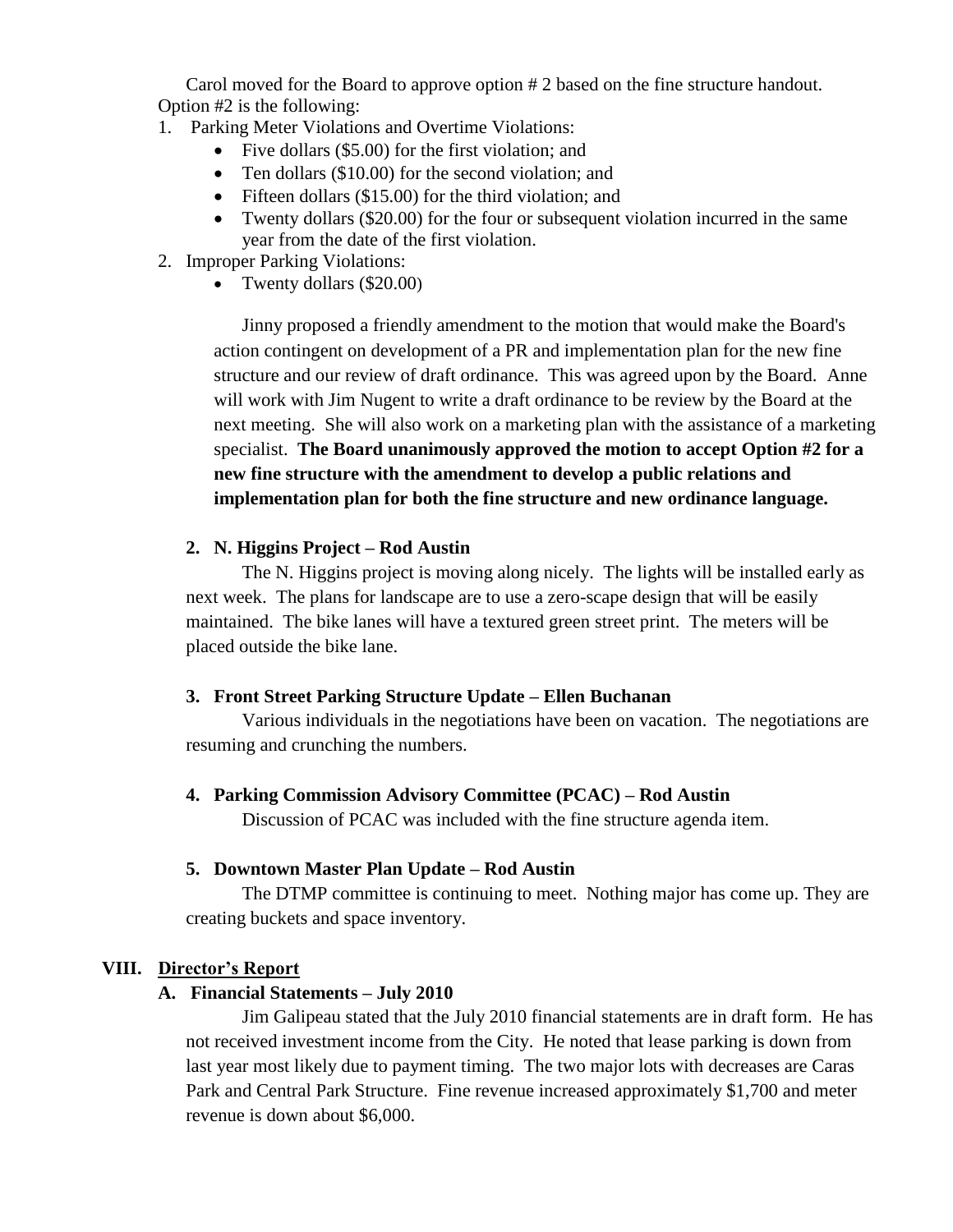Carol moved for the Board to approve option # 2 based on the fine structure handout. Option #2 is the following:

1. Parking Meter Violations and Overtime Violations:
   - Five dollars ($5.00) for the first violation; and
   - Ten dollars ($10.00) for the second violation; and
   - Fifteen dollars ($15.00) for the third violation; and
   - Twenty dollars ($20.00) for the four or subsequent violation incurred in the same year from the date of the first violation.
2. Improper Parking Violations:
   - Twenty dollars ($20.00)

Jinny proposed a friendly amendment to the motion that would make the Board's action contingent on development of a PR and implementation plan for the new fine structure and our review of draft ordinance. This was agreed upon by the Board. Anne will work with Jim Nugent to write a draft ordinance to be review by the Board at the next meeting. She will also work on a marketing plan with the assistance of a marketing specialist. **The Board unanimously approved the motion to accept Option #2 for a new fine structure with the amendment to develop a public relations and implementation plan for both the fine structure and new ordinance language.**

**2. N. Higgins Project – Rod Austin**

The N. Higgins project is moving along nicely. The lights will be installed early as next week. The plans for landscape are to use a zero-scape design that will be easily maintained. The bike lanes will have a textured green street print. The meters will be placed outside the bike lane.

**3. Front Street Parking Structure Update – Ellen Buchanan**

Various individuals in the negotiations have been on vacation. The negotiations are resuming and crunching the numbers.

**4. Parking Commission Advisory Committee (PCAC) – Rod Austin**

Discussion of PCAC was included with the fine structure agenda item.

**5. Downtown Master Plan Update – Rod Austin**

The DTMP committee is continuing to meet. Nothing major has come up. They are creating buckets and space inventory.

## VIII. Director's Report

### A. Financial Statements – July 2010

Jim Galipeau stated that the July 2010 financial statements are in draft form. He has not received investment income from the City. He noted that lease parking is down from last year most likely due to payment timing. The two major lots with decreases are Caras Park and Central Park Structure. Fine revenue increased approximately $1,700 and meter revenue is down about $6,000.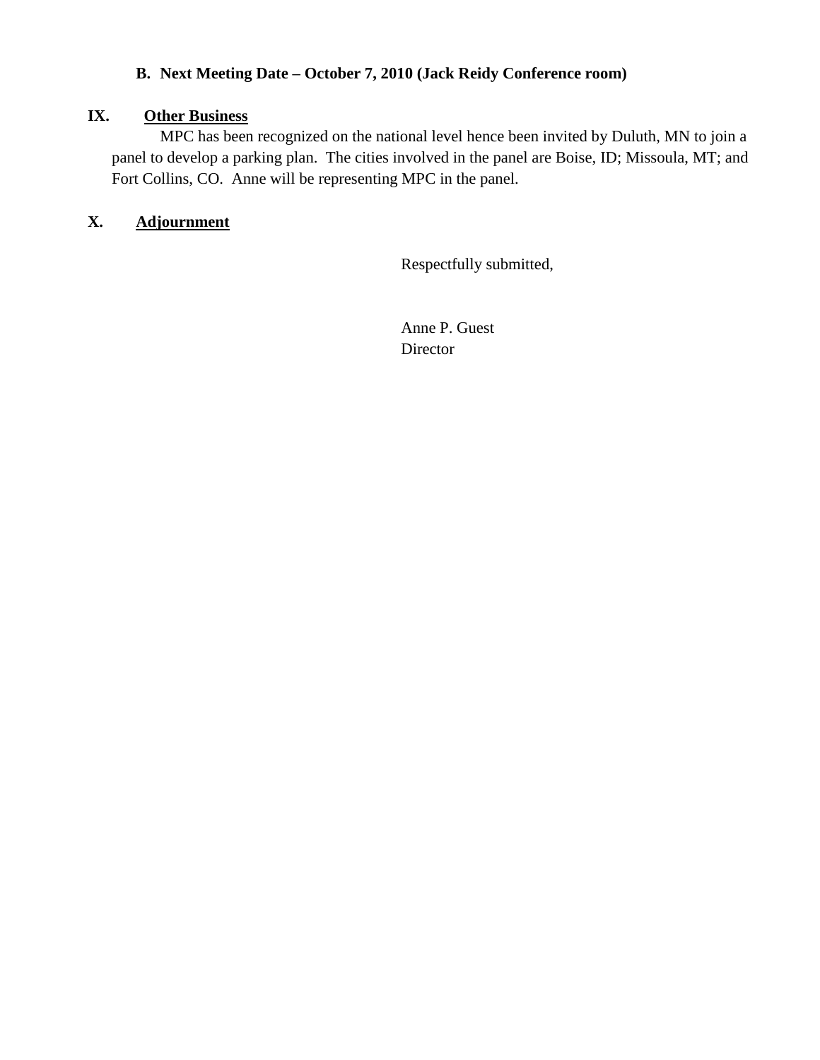**B. Next Meeting Date – October 7, 2010 (Jack Reidy Conference room)**

## IX. Other Business

MPC has been recognized on the national level hence been invited by Duluth, MN to join a panel to develop a parking plan. The cities involved in the panel are Boise, ID; Missoula, MT; and Fort Collins, CO. Anne will be representing MPC in the panel.

## X. Adjournment

Respectfully submitted,

Anne P. Guest
Director